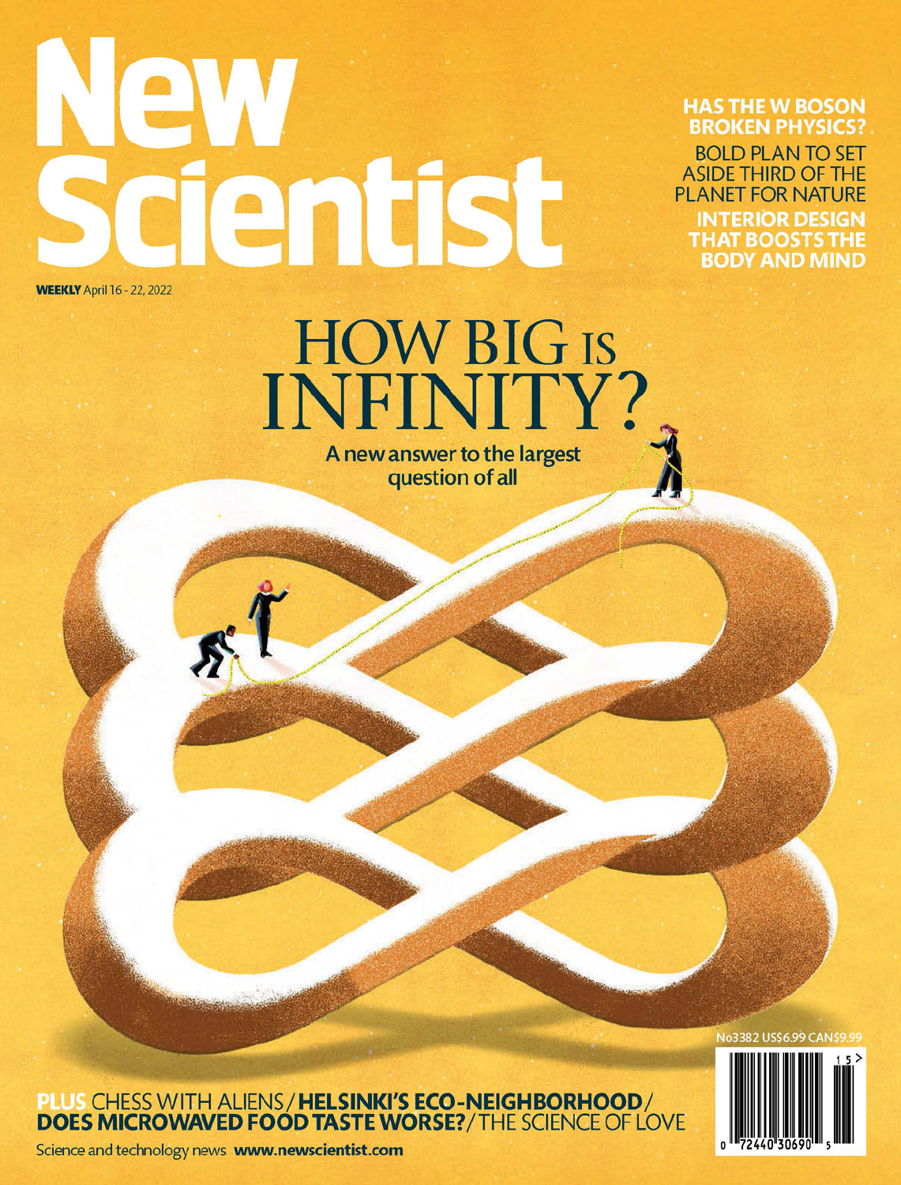# New Scientist

**WEEKLY** April 16 - 22, 2022

**HAS THE W BOSON BROKEN PHYSICS?**

BOLD PLAN TO SET ASIDE THIRD OF THE PLANET FOR NATURE

**INTERIOR DESIGN THAT BOOSTS THE BODY AND MIND**

## HOW BIG IS INFINITY?

**A new answer to the largest question of all**

**PLUS** CHESS WITH ALIENS / **HELSINKI'S ECO-NEIGHBORHOOD** / **DOES MICROWAVED FOOD TASTE WORSE?** / THE SCIENCE OF LOVE

Science and technology news **www.newscientist.com**

No3382 US$6.99 CAN$9.99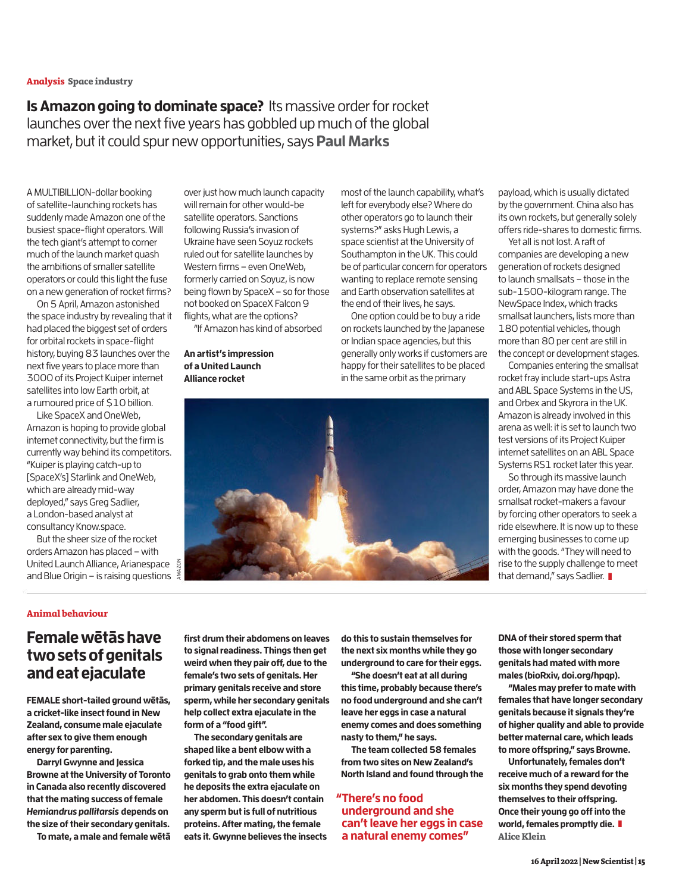**Analysis** Space industry

# Is Amazon going to dominate space? Its massive order for rocket launches over the next five years has gobbled up much of the global market, but it could spur new opportunities, says **Paul Marks**

A MULTIBILLION-dollar booking of satellite-launching rockets has suddenly made Amazon one of the busiest space-flight operators. Will the tech giant's attempt to corner much of the launch market quash the ambitions of smaller satellite operators or could this light the fuse on a new generation of rocket firms?

On 5 April, Amazon astonished the space industry by revealing that it had placed the biggest set of orders for orbital rockets in space-flight history, buying 83 launches over the next five years to place more than 3000 of its Project Kuiper internet satellites into low Earth orbit, at a rumoured price of $10 billion.

Like SpaceX and OneWeb, Amazon is hoping to provide global internet connectivity, but the firm is currently way behind its competitors. "Kuiper is playing catch-up to [SpaceX's] Starlink and OneWeb, which are already mid-way deployed," says Greg Sadlier, a London-based analyst at consultancy Know.space.

But the sheer size of the rocket orders Amazon has placed – with United Launch Alliance, Arianespace and Blue Origin – is raising questions over just how much launch capacity will remain for other would-be satellite operators. Sanctions following Russia's invasion of Ukraine have seen Soyuz rockets ruled out for satellite launches by Western firms – even OneWeb, formerly carried on Soyuz, is now being flown by SpaceX – so for those not booked on SpaceX Falcon 9 flights, what are the options?

"If Amazon has kind of absorbed most of the launch capability, what's left for everybody else? Where do other operators go to launch their systems?" asks Hugh Lewis, a space scientist at the University of Southampton in the UK. This could be of particular concern for operators wanting to replace remote sensing and Earth observation satellites at the end of their lives, he says.

One option could be to buy a ride on rockets launched by the Japanese or Indian space agencies, but this generally only works if customers are happy for their satellites to be placed in the same orbit as the primary payload, which is usually dictated by the government. China also has its own rockets, but generally solely offers ride-shares to domestic firms.

Yet all is not lost. A raft of companies are developing a new generation of rockets designed to launch smallsats – those in the sub-1500-kilogram range. The NewSpace Index, which tracks smallsat launchers, lists more than 180 potential vehicles, though more than 80 per cent are still in the concept or development stages.

Companies entering the smallsat rocket fray include start-ups Astra and ABL Space Systems in the US, and Orbex and Skyrora in the UK. Amazon is already involved in this arena as well: it is set to launch two test versions of its Project Kuiper internet satellites on an ABL Space Systems RS1 rocket later this year.

So through its massive launch order, Amazon may have done the smallsat rocket-makers a favour by forcing other operators to seek a ride elsewhere. It is now up to these emerging businesses to come up with the goods. "They will need to rise to the supply challenge to meet that demand," says Sadlier. ■

**An artist's impression of a United Launch Alliance rocket**

AMAZON

---

**Animal behaviour**

## Female wētās have two sets of genitals and eat ejaculate

**FEMALE short-tailed ground wētās, a cricket-like insect found in New Zealand, consume male ejaculate after sex to give them enough energy for parenting.**

**Darryl Gwynne and Jessica Browne at the University of Toronto in Canada also recently discovered that the mating success of female *Hemiandrus pallitarsis* depends on the size of their secondary genitals.**

**To mate, a male and female wētā first drum their abdomens on leaves to signal readiness. Things then get weird when they pair off, due to the female's two sets of genitals. Her primary genitals receive and store sperm, while her secondary genitals help collect extra ejaculate in the form of a "food gift".**

**The secondary genitals are shaped like a bent elbow with a forked tip, and the male uses his genitals to grab onto them while he deposits the extra ejaculate on her abdomen. This doesn't contain any sperm but is full of nutritious proteins. After mating, the female eats it. Gwynne believes the insects do this to sustain themselves for the next six months while they go underground to care for their eggs.**

**"She doesn't eat at all during this time, probably because there's no food underground and she can't leave her eggs in case a natural enemy comes and does something nasty to them," he says.**

**The team collected 58 females from two sites on New Zealand's North Island and found through the DNA of their stored sperm that those with longer secondary genitals had mated with more males (bioRxiv, doi.org/hpqp).**

**"Males may prefer to mate with females that have longer secondary genitals because it signals they're of higher quality and able to provide better maternal care, which leads to more offspring," says Browne.**

**Unfortunately, females don't receive much of a reward for the six months they spend devoting themselves to their offspring. Once their young go off into the world, females promptly die. ■**

**"There's no food underground and she can't leave her eggs in case a natural enemy comes"**

**Alice Klein**